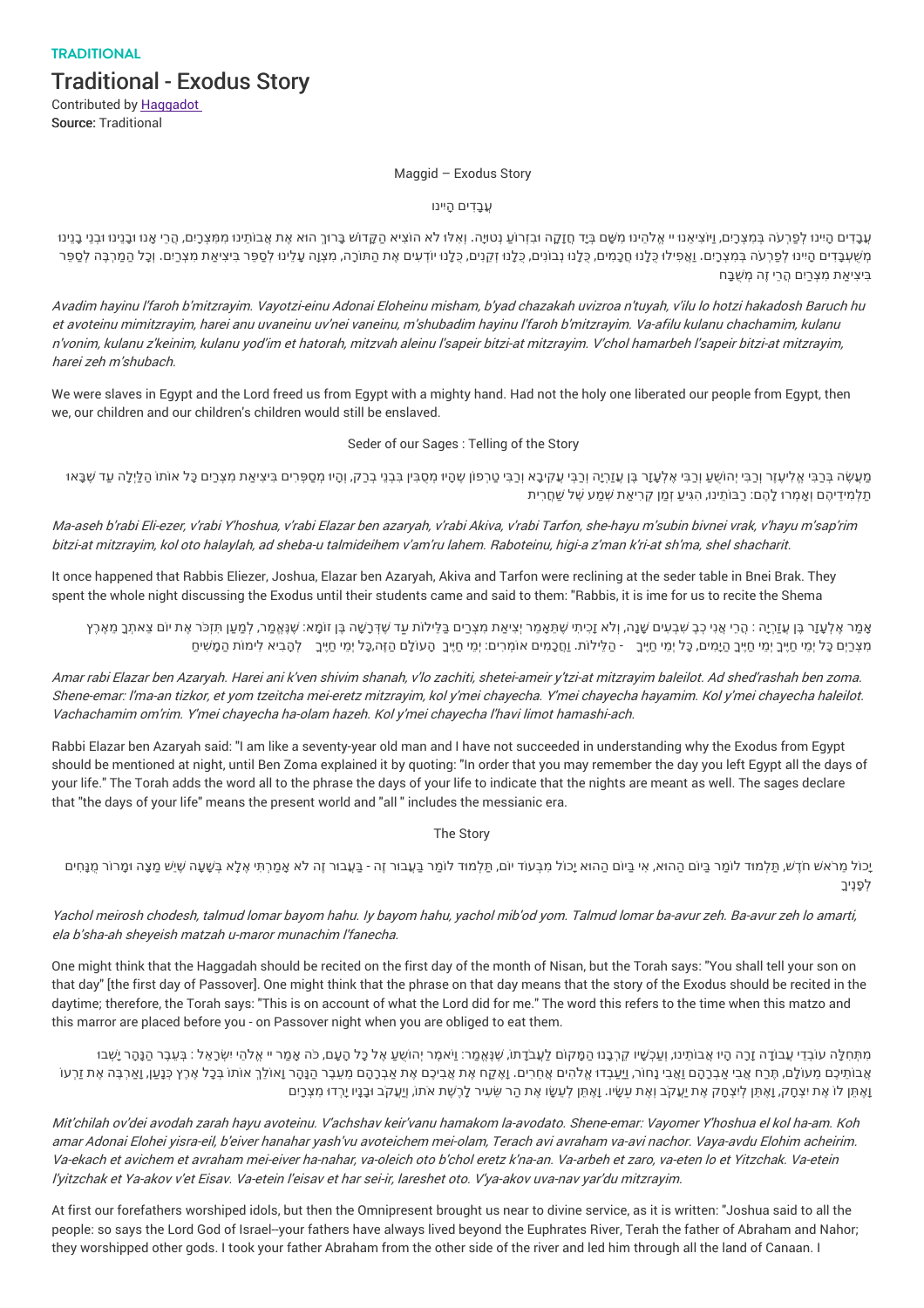TRADITIONAL

# Traditional - Exodus Story

Contributed by Haggadot
**Source:** Traditional

Maggid – Exodus Story

עֲבָדִים הָיִינוּ

עֲבָדִים הָיִינוּ לְפַרְעֹה בְּמִצְרָיִם, וַיּוֹצִיאֵנוּ יי אֱלֹהֵינוּ מִשָּׁם בְּיָד חֲזָקָה וּבִזְרֹעַ נְטוּיָה. וְאִלּוּ לֹא הוֹצִיא הַקָּדוֹשׁ בָּרוּךְ הוּא אֶת אֲבוֹתֵינוּ מִמִּצְרַיִם, הֲרֵי אָנוּ וּבָנֵינוּ וּבְנֵי בָנֵינוּ מְשֻׁעְבָּדִים הָיִינוּ לְפַרְעֹה בְּמִצְרָיִם. וַאֲפִילוּ כֻּלָּנוּ חֲכָמִים, כֻּלָּנוּ נְבוֹנִים, כֻּלָּנוּ זְקֵנִים, כֻּלָּנוּ יוֹדְעִים אֶת הַתּוֹרָה, מִצְוָה עָלֵינוּ לְסַפֵּר בִּיצִיאַת מִצְרַיִם. וְכָל הַמַּרְבֶּה לְסַפֵּר בִּיצִיאַת מִצְרַיִם הֲרֵי זֶה מְשֻׁבָּח

*Avadim hayinu l'faroh b'mitzrayim. Vayotzi-einu Adonai Eloheinu misham, b'yad chazakah uvizroa n'tuyah, v'ilu lo hotzi hakadosh Baruch hu et avoteinu mimitzrayim, harei anu uvaneinu uv'nei vaneinu, m'shubadim hayinu l'faroh b'mitzrayim. Va-afilu kulanu chachamim, kulanu n'vonim, kulanu z'keinim, kulanu yod'im et hatorah, mitzvah aleinu l'sapeir bitzi-at mitzrayim. V'chol hamarbeh l'sapeir bitzi-at mitzrayim, harei zeh m'shubach.*

We were slaves in Egypt and the Lord freed us from Egypt with a mighty hand. Had not the holy one liberated our people from Egypt, then we, our children and our children's children would still be enslaved.

Seder of our Sages : Telling of the Story

מַעֲשֶׂה בְּרַבִּי אֱלִיעֶזֶר וְרַבִּי יְהוֹשֻׁעַ וְרַבִּי אֶלְעָזָר בֶּן עֲזַרְיָה וְרַבִּי עֲקִיבָא וְרַבִּי טַרְפוֹן שֶׁהָיוּ מְסֻבִּין בִּבְנֵי בְרַק, וְהָיוּ מְסַפְּרִים בִּיצִיאַת מִצְרַיִם כָּל אוֹתוֹ הַלַּיְלָה עַד שֶׁבָּאוּ תַלְמִידֵיהֶם וְאָמְרוּ לָהֶם: רַבּוֹתֵינוּ, הִגִּיעַ זְמַן קְרִיאַת שְׁמַע שֶׁל שַׁחֲרִית

*Ma-aseh b'rabi Eli-ezer, v'rabi Y'hoshua, v'rabi Elazar ben azaryah, v'rabi Akiva, v'rabi Tarfon, she-hayu m'subin bivnei vrak, v'hayu m'sap'rim bitzi-at mitzrayim, kol oto halaylah, ad sheba-u talmideihem v'am'ru lahem. Raboteinu, higi-a z'man k'ri-at sh'ma, shel shacharit.*

It once happened that Rabbis Eliezer, Joshua, Elazar ben Azaryah, Akiva and Tarfon were reclining at the seder table in Bnei Brak. They spent the whole night discussing the Exodus until their students came and said to them: "Rabbis, it is ime for us to recite the Shema

אָמַר אֶלְעָזָר בֶּן עֲזַרְיָה : הֲרֵי אֲנִי כְּבֶן שִׁבְעִים שָׁנָה, וְלֹא זָכִיתִי שֶׁתֵּאָמֵר יְצִיאַת מִצְרַיִם בַּלֵּילוֹת עַד שֶׁדְּרָשָׁהּ בֶּן זוֹמָא: שֶׁנֶּאֱמַר, לְמַעַן תִּזְכֹּר אֶת יוֹם צֵאתְךָ מֵאֶרֶץ מִצְרַיִם כֹּל יְמֵי חַיֶּיךָ יְמֵי חַיֶּיךָ הַיָּמִים, כֹּל יְמֵי חַיֶּיךָ - הַלֵּילוֹת. וַחֲכָמִים אוֹמְרִים: יְמֵי חַיֶּיךָ הָעוֹלָם הַזֶּה,כֹּל יְמֵי חַיֶּיךָ לְהָבִיא לִימוֹת הַמָּשִׁיחַ

*Amar rabi Elazar ben Azaryah. Harei ani k'ven shivim shanah, v'lo zachiti, shetei-ameir y'tzi-at mitzrayim baleilot. Ad shed'rashah ben zoma. Shene-emar: l'ma-an tizkor, et yom tzeitcha mei-eretz mitzrayim, kol y'mei chayecha. Y'mei chayecha hayamim. Kol y'mei chayecha haleilot. Vachachamim om'rim. Y'mei chayecha ha-olam hazeh. Kol y'mei chayecha l'havi limot hamashi-ach.*

Rabbi Elazar ben Azaryah said: "I am like a seventy-year old man and I have not succeeded in understanding why the Exodus from Egypt should be mentioned at night, until Ben Zoma explained it by quoting: "In order that you may remember the day you left Egypt all the days of your life." The Torah adds the word all to the phrase the days of your life to indicate that the nights are meant as well. The sages declare that "the days of your life" means the present world and "all " includes the messianic era.

The Story

יָכוֹל מֵרֹאשׁ חֹדֶשׁ, תַּלְמוּד לוֹמַר בַּיּוֹם הַהוּא, אִי בַּיּוֹם הַהוּא יָכוֹל מִבְּעוֹד יוֹם, תַּלְמוּד לוֹמַר בַּעֲבוּר זֶה - בַּעֲבוּר זֶה לֹא אָמַרְתִּי אֶלָּא בְּשָׁעָה שֶׁיֵּשׁ מַצָּה וּמָרוֹר מֻנָּחִים לְפָנֶיךָ

*Yachol meirosh chodesh, talmud lomar bayom hahu. Iy bayom hahu, yachol mib'od yom. Talmud lomar ba-avur zeh. Ba-avur zeh lo amarti, ela b'sha-ah sheyeish matzah u-maror munachim l'fanecha.*

One might think that the Haggadah should be recited on the first day of the month of Nisan, but the Torah says: "You shall tell your son on that day" [the first day of Passover]. One might think that the phrase on that day means that the story of the Exodus should be recited in the daytime; therefore, the Torah says: "This is on account of what the Lord did for me." The word this refers to the time when this matzo and this marror are placed before you - on Passover night when you are obliged to eat them.

מִתְּחִלָּה עוֹבְדֵי עֲבוֹדָה זָרָה הָיוּ אֲבוֹתֵינוּ, וְעַכְשָׁיו קֵרְבָנוּ הַמָּקוֹם לַעֲבֹדָתוֹ, שֶׁנֶּאֱמַר: וַיֹּאמֶר יְהוֹשֻׁעַ אֶל כָּל הָעָם, כֹּה אָמַר יי אֱלֹהֵי יִשְׂרָאֵל : בְּעֵבֶר הַנָּהָר יָשְׁבוּ אֲבוֹתֵיכֶם מֵעוֹלָם, תֶּרַח אֲבִי אַבְרָהָם וַאֲבִי נָחוֹר, וַיַּעַבְדוּ אֱלֹהִים אֲחֵרִים. וָאֶקַּח אֶת אֲבִיכֶם אֶת אַבְרָהָם מֵעֵבֶר הַנָּהָר וָאוֹלֵךְ אוֹתוֹ בְּכָל אֶרֶץ כְּנָעַן, וָאַרְבֶּה אֶת זַרְעוֹ וָאֶתֵּן לוֹ אֶת יִצְחָק, וָאֶתֵּן לְיִצְחָק אֶת יַעֲקֹב וְאֶת עֵשָׂיו. וָאֶתֵּן לְעֵשָׂו אֶת הַר שֵׂעִיר לָרֶשֶׁת אֹתוֹ, וְיַעֲקֹב וּבָנָיו יָרְדוּ מִצְרָיִם

*Mit'chilah ov'dei avodah zarah hayu avoteinu. V'achshav keir'vanu hamakom la-avodato. Shene-emar: Vayomer Y'hoshua el kol ha-am. Koh amar Adonai Elohei yisra-eil, b'eiver hanahar yash'vu avoteichem mei-olam, Terach avi avraham va-avi nachor. Vaya-avdu Elohim acheirim. Va-ekach et avichem et avraham mei-eiver ha-nahar, va-oleich oto b'chol eretz k'na-an. Va-arbeh et zaro, va-eten lo et Yitzchak. Va-etein l'yitzchak et Ya-akov v'et Eisav. Va-etein l'eisav et har sei-ir, lareshet oto. V'ya-akov uva-nav yar'du mitzrayim.*

At first our forefathers worshiped idols, but then the Omnipresent brought us near to divine service, as it is written: "Joshua said to all the people: so says the Lord God of Israel--your fathers have always lived beyond the Euphrates River, Terah the father of Abraham and Nahor; they worshipped other gods. I took your father Abraham from the other side of the river and led him through all the land of Canaan. I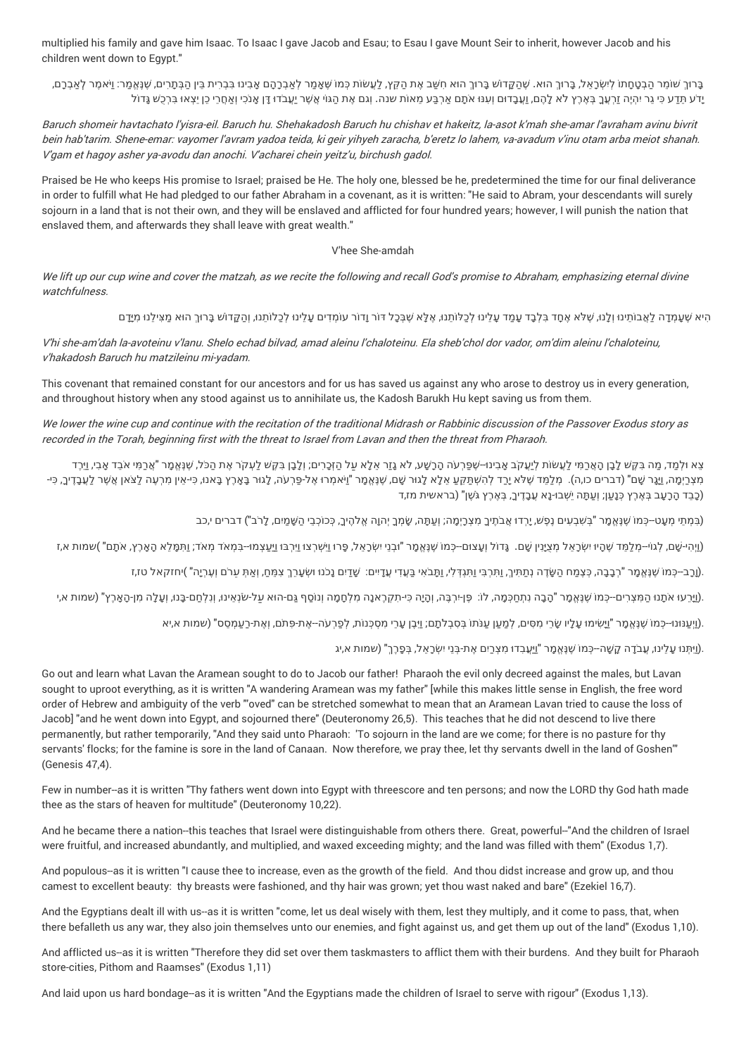multiplied his family and gave him Isaac. To Isaac I gave Jacob and Esau; to Esau I gave Mount Seir to inherit, however Jacob and his children went down to Egypt."

בָּרוּךְ שׁוֹמֵר הַבְטָחָתוֹ לְיִשְׂרָאֵל, בָּרוּךְ הוּא. שֶׁהַקָּדוֹשׁ בָּרוּךְ הוּא חִשַּׁב אֶת הַקֵּץ, לַעֲשׂוֹת כְּמוֹ שֶׁאָמַר לְאַבְרָהָם אָבִינוּ בִּבְרִית בֵּין הַבְּתָרִים, שֶׁנֶּאֱמַר: וַיֹּאמֶר לְאַבְרָם, יָדֹעַ תֵּדַע כִּי גֵר יִהְיֶה זַרְעֲךָ בְּאֶרֶץ לֹא לָהֶם, וַעֲבָדוּם וְעִנּוּ אֹתָם אַרְבַּע מֵאוֹת שָׁנָה. וְגַם אֶת הַגּוֹי אֲשֶׁר יַעֲבֹדוּ דָּן אָנֹכִי וְאַחֲרֵי כֵן יֵצְאוּ בִּרְכֻשׁ גָּדוֹל

*Baruch shomeir havtachato l'yisra-eil. Baruch hu. Shehakadosh Baruch hu chishav et hakeitz, la-asot k'mah she-amar l'avraham avinu bivrit bein hab'tarim. Shene-emar: vayomer l'avram yadoa teida, ki geir yihyeh zaracha, b'eretz lo lahem, va-avadum v'inu otam arba meiot shanah. V'gam et hagoy asher ya-avodu dan anochi. V'acharei chein yeitz'u, birchush gadol.*

Praised be He who keeps His promise to Israel; praised be He. The holy one, blessed be he, predetermined the time for our final deliverance in order to fulfill what He had pledged to our father Abraham in a covenant, as it is written: "He said to Abram, your descendants will surely sojourn in a land that is not their own, and they will be enslaved and afflicted for four hundred years; however, I will punish the nation that enslaved them, and afterwards they shall leave with great wealth."

V'hee She-amdah

*We lift up our cup wine and cover the matzah, as we recite the following and recall God's promise to Abraham, emphasizing eternal divine watchfulness.*

הִיא שֶׁעָמְדָה לַאֲבוֹתֵינוּ וְלָנוּ, שֶׁלֹּא אֶחָד בִּלְבָד עָמַד עָלֵינוּ לְכַלּוֹתֵנוּ, אֶלָּא שֶׁבְּכָל דּוֹר וָדוֹר עוֹמְדִים עָלֵינוּ לְכַלּוֹתֵנוּ, וְהַקָּדוֹשׁ בָּרוּךְ הוּא מַצִּילֵנוּ מִיָּדָם

*V'hi she-am'dah la-avoteinu v'lanu. Shelo echad bilvad, amad aleinu l'chaloteinu. Ela sheb'chol dor vador, om'dim aleinu l'chaloteinu, v'hakadosh Baruch hu matzileinu mi-yadam.*

This covenant that remained constant for our ancestors and for us has saved us against any who arose to destroy us in every generation, and throughout history when any stood against us to annihilate us, the Kadosh Barukh Hu kept saving us from them.

*We lower the wine cup and continue with the recitation of the traditional Midrash or Rabbinic discussion of the Passover Exodus story as recorded in the Torah, beginning first with the threat to Israel from Lavan and then the threat from Pharaoh.*

צֵא וּלְמַד, מַה בִּקֵּשׁ לָבָן הָאֲרַמִּי לַעֲשׂוֹת לְיַעֲקֹב אָבִינוּ--שֶׁפַּרְעֹה הָרָשָׁע, לֹא גָזַר אֶלָּא עַל הַזְּכָרִים; וְלָבָן בִּקֵּשׁ לַעֲקֹר אֶת הַכֹּל, שֶׁנֶּאֱמַר "אֲרַמִּי אֹבֵד אָבִי, וַיֵּרֶד מִצְרַיְמָה, וַיָּגָר שָׁם" (דברים כו,ה). מְלַמֵּד שֶׁלֹּא יָרַד לְהִשְׁתַּקֵּעַ אֶלָּא לָגוּר שָׁם, שֶׁנֶּאֱמַר "וַיֹּאמְרוּ אֶל-פַּרְעֹה, לָגוּר בָּאָרֶץ בָּאנוּ, כִּי-אֵין מִרְעֶה לַצֹּאן אֲשֶׁר לַעֲבָדֶיךָ, כִּי-כָבֵד הָרָעָב בְּאֶרֶץ כְּנָעַן; וְעַתָּה יֵשְׁבוּ-נָא עֲבָדֶיךָ, בְּאֶרֶץ גֹּשֶׁן" (בראשית מז,ד)

(בִּמְתֵי מְעָט--כְּמוֹ שֶׁנֶּאֱמַר "בְּשִׁבְעִים נֶפֶשׁ, יָרְדוּ אֲבֹתֶיךָ מִצְרָיְמָה; וְעַתָּה, שָׂמְךָ יְהוָה אֱלֹהֶיךָ, כְּכוֹכְבֵי הַשָּׁמַיִם, לָרֹב") דברים י,כב

(וַיְהִי-שָׁם, לְגוֹי--מְלַמֵּד שֶׁהָיוּ יִשְׂרָאֵל מְצֻיָּנִין שָׁם. גָּדוֹל וְעָצוּם--כְּמוֹ שֶׁנֶּאֱמַר "וּבְנֵי יִשְׂרָאֵל, פָּרוּ וַיִּשְׁרְצוּ וַיִּרְבּוּ וַיַּעַצְמוּ--בִּמְאֹד מְאֹד; וַתִּמָּלֵא הָאָרֶץ, אֹתָם" )שמות א,ז

.(וָרָב--כְּמוֹ שֶׁנֶּאֱמַר "רְבָבָה, כְּצֶמַח הַשָּׂדֶה נְתַתִּיךְ, וַתִּרְבִּי וַתִּגְדְּלִי, וַתָּבֹאִי בַּעֲדִי עֲדָיִים: שָׁדַיִם נָכֹנוּ וּשְׂעָרֵךְ צִמֵּחַ, וְאַתְּ עֵרֹם וְעֶרְיָה" )יחזקאל טז,ז

.(וַיָּרֵעוּ אֹתָנוּ הַמִּצְרִים--כְּמוֹ שֶׁנֶּאֱמַר "הָבָה נִתְחַכְּמָה, לוֹ: פֶּן-יִרְבֶּה, וְהָיָה כִּי-תִקְרֶאנָה מִלְחָמָה וְנוֹסַף גַּם-הוּא עַל-שֹׂנְאֵינוּ, וְנִלְחַם-בָּנוּ, וְעָלָה מִן-הָאָרֶץ" (שמות א,י

.(וַיְעַנּוּנוּ--כְּמוֹ שֶׁנֶּאֱמַר "וַיָּשִׂימוּ עָלָיו שָׂרֵי מִסִּים, לְמַעַן עַנֹּתוֹ בְּסִבְלֹתָם; וַיִּבֶן עָרֵי מִסְכְּנוֹת, לְפַרְעֹה--אֶת-פִּתֹם, וְאֶת-רַעַמְסֵס" (שמות א,יא

.(וַיִּתְּנוּ עָלֵינוּ, עֲבֹדָה קָשָׁה--כְּמוֹ שֶׁנֶּאֱמַר "וַיַּעֲבִדוּ מִצְרַיִם אֶת-בְּנֵי יִשְׂרָאֵל, בְּפָרֶךְ" (שמות א,יג

Go out and learn what Lavan the Aramean sought to do to Jacob our father! Pharaoh the evil only decreed against the males, but Lavan sought to uproot everything, as it is written "A wandering Aramean was my father" [while this makes little sense in English, the free word order of Hebrew and ambiguity of the verb "'oved" can be stretched somewhat to mean that an Aramean Lavan tried to cause the loss of Jacob] "and he went down into Egypt, and sojourned there" (Deuteronomy 26,5). This teaches that he did not descend to live there permanently, but rather temporarily, "And they said unto Pharaoh: 'To sojourn in the land are we come; for there is no pasture for thy servants' flocks; for the famine is sore in the land of Canaan. Now therefore, we pray thee, let thy servants dwell in the land of Goshen'" (Genesis 47,4).

Few in number--as it is written "Thy fathers went down into Egypt with threescore and ten persons; and now the LORD thy God hath made thee as the stars of heaven for multitude" (Deuteronomy 10,22).

And he became there a nation--this teaches that Israel were distinguishable from others there. Great, powerful--"And the children of Israel were fruitful, and increased abundantly, and multiplied, and waxed exceeding mighty; and the land was filled with them" (Exodus 1,7).

And populous--as it is written "I cause thee to increase, even as the growth of the field. And thou didst increase and grow up, and thou camest to excellent beauty: thy breasts were fashioned, and thy hair was grown; yet thou wast naked and bare" (Ezekiel 16,7).

And the Egyptians dealt ill with us--as it is written "come, let us deal wisely with them, lest they multiply, and it come to pass, that, when there befalleth us any war, they also join themselves unto our enemies, and fight against us, and get them up out of the land" (Exodus 1,10).

And afflicted us--as it is written "Therefore they did set over them taskmasters to afflict them with their burdens. And they built for Pharaoh store-cities, Pithom and Raamses" (Exodus 1,11)

And laid upon us hard bondage--as it is written "And the Egyptians made the children of Israel to serve with rigour" (Exodus 1,13).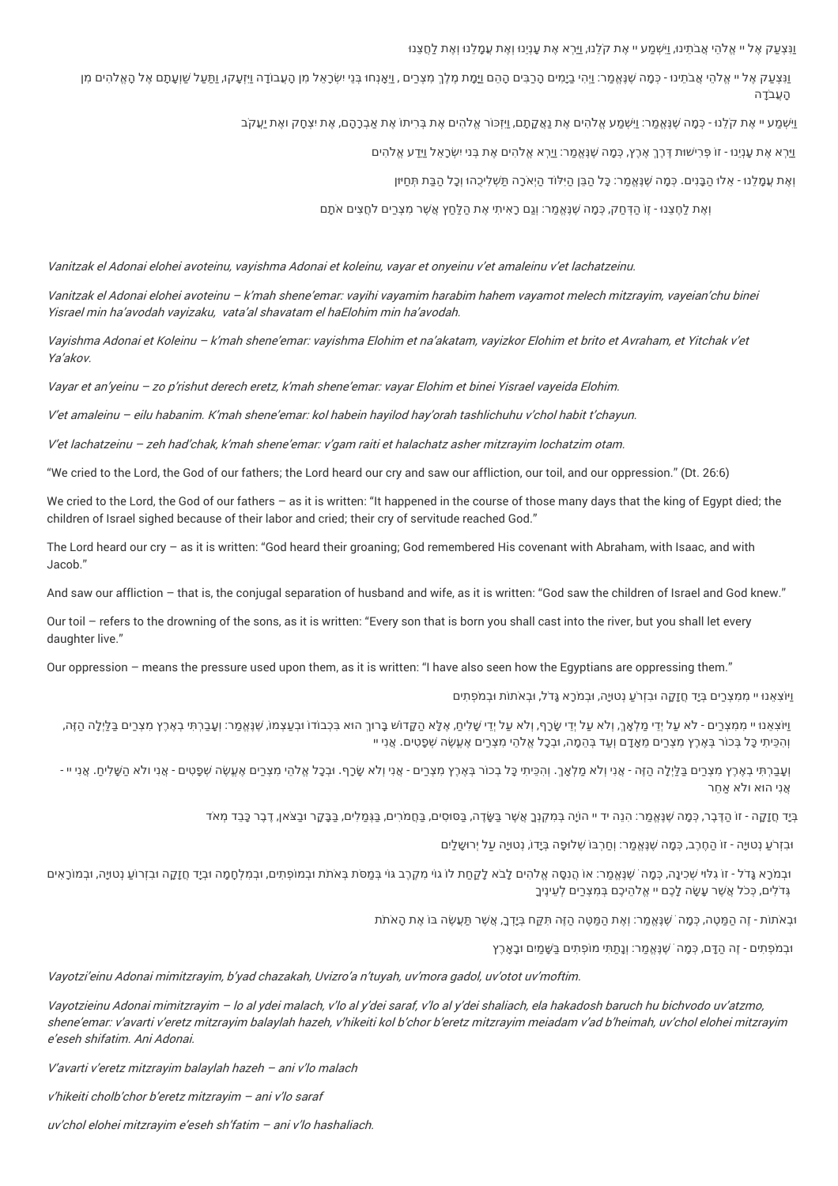וַנִּצְעַק אֶל יי אֱלֹהֵי אֲבֹתֵינוּ, וַיִּשְׁמַע יי אֶת קֹלֵנוּ, וַיַּרְא אֶת עָנְיֵנוּ וְאֶת עֲמָלֵנוּ וְאֶת לַחֲצֵנוּ

וַנִּצְעַק אֶל יי אֱלֹהֵי אֲבֹתֵינוּ - כְּמָה שֶׁנֶּאֱמַר: וַיְהִי בַיָּמִים הָרַבִּים הָהֵם וַיָּמָת מֶלֶךְ מִצְרַיִם , וַיֵּאָנְחוּ בְּנֵי יִשְׂרָאֵל מִן הָעֲבוֹדָה וַיִּזְעָקוּ, וַתַּעַל שַׁוְעָתָם אֶל הָאֱלֹהִים מִן הָעֲבֹדָה

וַיִּשְׁמַע יי אֶת קֹלֵנוּ - כְּמָה שֶׁנֶּאֱמַר: וַיִּשְׁמַע אֱלֹהִים אֶת נַאֲקָתָם, וַיִּזְכֹּר אֱלֹהִים אֶת בְּרִיתוֹ אֶת אַבְרָהָם, אֶת יִצְחָק וְאֶת יַעֲקֹב

וַיַּרְא אֶת עָנְיֵנוּ - זוֹ פְּרִישׁוּת דֶּרֶךְ אֶרֶץ, כְּמָה שֶׁנֶּאֱמַר: וַיַּרְא אֱלֹהִים אֶת בְּנֵי יִשְׂרָאֵל וַיֵּדַע אֱלֹהִים

וְאֶת עֲמָלֵנוּ - אֵלּוּ הַבָּנִים. כְּמָה שֶׁנֶּאֱמַר: כָּל הַבֵּן הַיִּלּוֹד הַיְאֹרָה תַּשְׁלִיכֻהוּ וְכָל הַבַּת תְּחַיּוּן

וְאֶת לַחֲצֵנוּ - זֶו הַדְּחַק, כְּמָה שֶׁנֶּאֱמַר: וְגַם רָאִיתִי אֶת הַלַּחַץ אֲשֶׁר מִצְרַיִם לֹחֲצִים אֹתָם

*Vanitzak el Adonai elohei avoteinu, vayishma Adonai et koleinu, vayar et onyeinu v'et amaleinu v'et lachatzeinu.*

*Vanitzak el Adonai elohei avoteinu – k'mah shene'emar: vayihi vayamim harabim hahem vayamot melech mitzrayim, vayeian'chu binei Yisrael min ha'avodah vayizaku, vata'al shavatam el haElohim min ha'avodah.*

*Vayishma Adonai et Koleinu – k'mah shene'emar: vayishma Elohim et na'akatam, vayizkor Elohim et brito et Avraham, et Yitchak v'et Ya'akov.*

*Vayar et an'yeinu – zo p'rishut derech eretz, k'mah shene'emar: vayar Elohim et binei Yisrael vayeida Elohim.*

*V'et amaleinu – eilu habanim. K'mah shene'emar: kol habein hayilod hay'orah tashlichuhu v'chol habit t'chayun.*

*V'et lachatzeinu – zeh had'chak, k'mah shene'emar: v'gam raiti et halachatz asher mitzrayim lochatzim otam.*

"We cried to the Lord, the God of our fathers; the Lord heard our cry and saw our affliction, our toil, and our oppression." (Dt. 26:6)

We cried to the Lord, the God of our fathers – as it is written: "It happened in the course of those many days that the king of Egypt died; the children of Israel sighed because of their labor and cried; their cry of servitude reached God."

The Lord heard our cry – as it is written: "God heard their groaning; God remembered His covenant with Abraham, with Isaac, and with Jacob."

And saw our affliction – that is, the conjugal separation of husband and wife, as it is written: "God saw the children of Israel and God knew."

Our toil – refers to the drowning of the sons, as it is written: "Every son that is born you shall cast into the river, but you shall let every daughter live."

Our oppression – means the pressure used upon them, as it is written: "I have also seen how the Egyptians are oppressing them."

וַיּוֹצִאֵנוּ יי מִמִּצְרַיִם בְּיָד חֲזָקָה וּבִזְרֹעַ נְטוּיָה, וּבְמֹרָא גָּדֹל, וּבְאֹתוֹת וּבְמֹפְתִים

וַיּוֹצִאֵנוּ יי מִמִּצְרַיִם - לֹא עַל יְדֵי מַלְאָךְ, וְלֹא עַל יְדֵי שָׂרָף, וְלֹא עַל יְדֵי שָׁלִיחַ, אֶלָּא הַקָּדוֹשׁ בָּרוּךְ הוּא בִּכְבוֹדוֹ וּבְעַצְמוֹ, שֶׁנֶּאֱמַר: וְעָבַרְתִּי בְאֶרֶץ מִצְרַיִם בַּלַּיְלָה הַזֶּה, וְהִכֵּיתִי כָּל בְּכוֹר בְּאֶרֶץ מִצְרַיִם מֵאָדָם וְעַד בְּהֵמָה, וּבְכָל אֱלֹהֵי מִצְרַיִם אֶעֱשֶׂה שְׁפָטִים. אֲנִי יי

וְעָבַרְתִּי בְאֶרֶץ מִצְרַיִם בַּלַּיְלָה הַזֶּה - אֲנִי וְלֹא מַלְאָךְ. וְהִכֵּיתִי כָל בְּכוֹר בְּאֶרֶץ מִצְרַיִם - אֲנִי וְלֹא שָׂרָף. וּבְכָל אֱלֹהֵי מִצְרַיִם אֶעֱשֶׂה שְׁפָטִים - אֲנִי ולא הַשָּׁלִיחַ. אֲנִי יי - אֲנִי הוּא ולא אַחֵר

בְּיָד חֲזָקָה - זוֹ הַדֶּבֶר, כְּמָה שֶׁנֶּאֱמַר: הִנֵּה יד יי הוֹיָה בְּמִקְנְךָ אֲשֶׁר בַּשָּׂדֶה, בַּסּוּסִים, בַּחֲמֹרִים, בַּגְּמַלִּים, בַּבָּקָר וּבַצֹּאן, דֶּבֶר כָּבֵד מְאֹד

וּבִזְרֹעַ נְטוּיָה - זוֹ הַחֶרֶב, כְּמָה שֶׁנֶּאֱמַר: וְחַרְבּוֹ שְׁלוּפָה בְּיָדוֹ, נְטוּיָה עַל יְרוּשָׁלָיִם

וּבְמֹרָא גָּדֹל - זוֹ גִּלּוּי שְׁכִינָה, כְּמָה שֶׁנֶּאֱמַר: אוֹ הֲנִסָּה אֱלֹהִים לָבוֹא לָקַחַת לוֹ גוֹי מִקֶּרֶב גּוֹי בְּמַסֹּת בְּאֹתֹת וּבְמוֹפְתִים, וּבְמִלְחָמָה וּבְיָד חֲזָקָה וּבִזְרוֹעַ נְטוּיָה, וּבְמוֹרָאִים גְּדֹלִים, כְּכֹל אֲשֶׁר עָשָׂה לָכֶם יי אֱלֹהֵיכֶם בְּמִצְרַיִם לְעֵינֶיךָ

וּבְאֹתוֹת - זֶה הַמַּטֶּה, כְּמָה שֶׁנֶּאֱמַר: וְאֶת הַמַּטֶּה הַזֶּה תִּקַּח בְּיָדֶךָ, אֲשֶׁר תַּעֲשֶׂה בּוֹ אֶת הָאֹתֹת

וּבְמֹפְתִים - זֶה הַדָּם, כְּמָה שֶׁנֶּאֱמַר: וְנָתַתִּי מוֹפְתִים בַּשָּׁמַיִם וּבָאָרֶץ

*Vayotzi'einu Adonai mimitzrayim, b'yad chazakah, Uvizro'a n'tuyah, uv'mora gadol, uv'otot uv'moftim.*

*Vayotzieinu Adonai mimitzrayim – lo al ydei malach, v'lo al y'dei saraf, v'lo al y'dei shaliach, ela hakadosh baruch hu bichvodo uv'atzmo, shene'emar: v'avarti v'eretz mitzrayim balaylah hazeh, v'hikeiti kol b'chor b'eretz mitzrayim meiadam v'ad b'heimah, uv'chol elohei mitzrayim e'eseh shifatim. Ani Adonai.*

*V'avarti v'eretz mitzrayim balaylah hazeh – ani v'lo malach*

*v'hikeiti cholb'chor b'eretz mitzrayim – ani v'lo saraf*

*uv'chol elohei mitzrayim e'eseh sh'fatim – ani v'lo hashaliach.*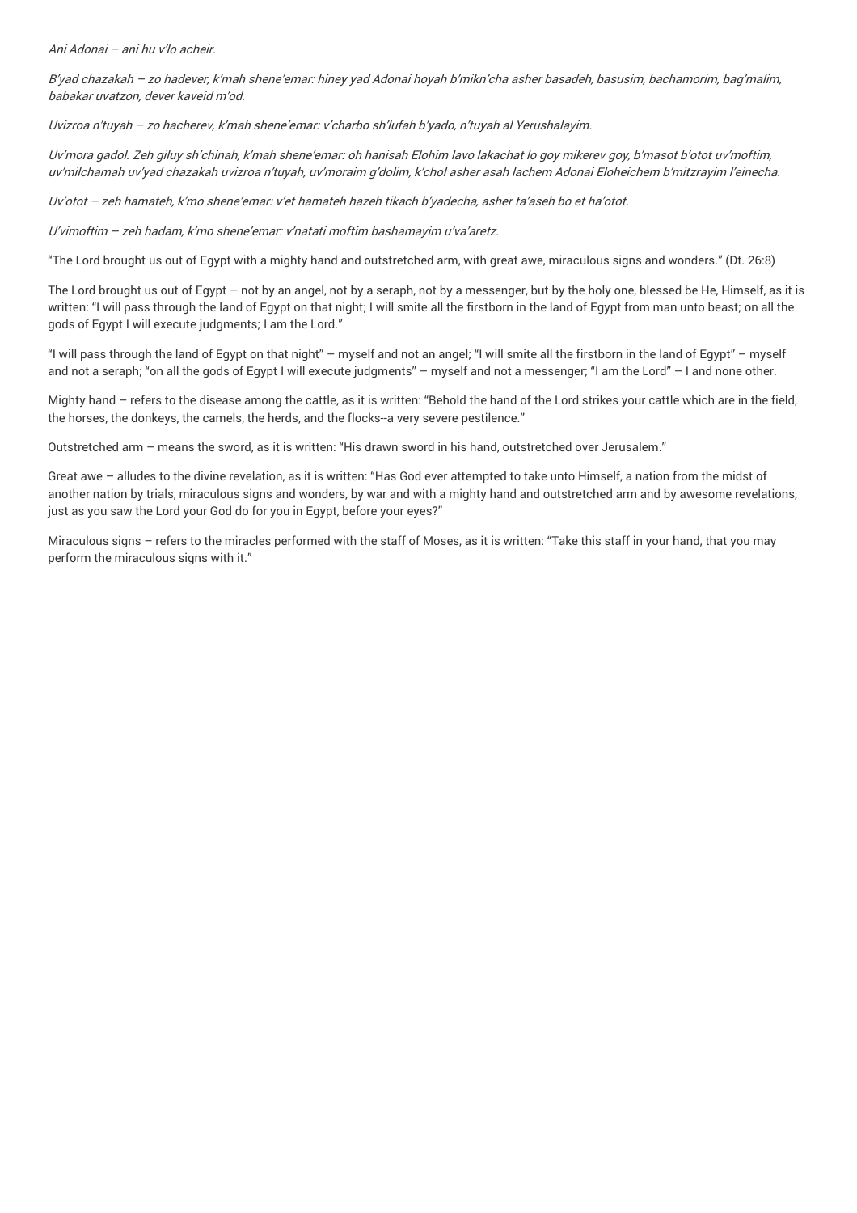*Ani Adonai – ani hu v'lo acheir.*

*B'yad chazakah – zo hadever, k'mah shene'emar: hiney yad Adonai hoyah b'mikn'cha asher basadeh, basusim, bachamorim, bag'malim, babakar uvatzon, dever kaveid m'od.*

*Uvizroa n'tuyah – zo hacherev, k'mah shene'emar: v'charbo sh'lufah b'yado, n'tuyah al Yerushalayim.*

*Uv'mora gadol. Zeh giluy sh'chinah, k'mah shene'emar: oh hanisah Elohim lavo lakachat lo goy mikerev goy, b'masot b'otot uv'moftim, uv'milchamah uv'yad chazakah uvizroa n'tuyah, uv'moraim g'dolim, k'chol asher asah lachem Adonai Eloheichem b'mitzrayim l'einecha.*

*Uv'otot – zeh hamateh, k'mo shene'emar: v'et hamateh hazeh tikach b'yadecha, asher ta'aseh bo et ha'otot.*

*U'vimoftim – zeh hadam, k'mo shene'emar: v'natati moftim bashamayim u'va'aretz.*

"The Lord brought us out of Egypt with a mighty hand and outstretched arm, with great awe, miraculous signs and wonders." (Dt. 26:8)

The Lord brought us out of Egypt – not by an angel, not by a seraph, not by a messenger, but by the holy one, blessed be He, Himself, as it is written: "I will pass through the land of Egypt on that night; I will smite all the firstborn in the land of Egypt from man unto beast; on all the gods of Egypt I will execute judgments; I am the Lord."

"I will pass through the land of Egypt on that night" – myself and not an angel; "I will smite all the firstborn in the land of Egypt" – myself and not a seraph; "on all the gods of Egypt I will execute judgments" – myself and not a messenger; "I am the Lord" – I and none other.

Mighty hand – refers to the disease among the cattle, as it is written: "Behold the hand of the Lord strikes your cattle which are in the field, the horses, the donkeys, the camels, the herds, and the flocks--a very severe pestilence."

Outstretched arm – means the sword, as it is written: "His drawn sword in his hand, outstretched over Jerusalem."

Great awe – alludes to the divine revelation, as it is written: "Has God ever attempted to take unto Himself, a nation from the midst of another nation by trials, miraculous signs and wonders, by war and with a mighty hand and outstretched arm and by awesome revelations, just as you saw the Lord your God do for you in Egypt, before your eyes?"

Miraculous signs – refers to the miracles performed with the staff of Moses, as it is written: "Take this staff in your hand, that you may perform the miraculous signs with it."